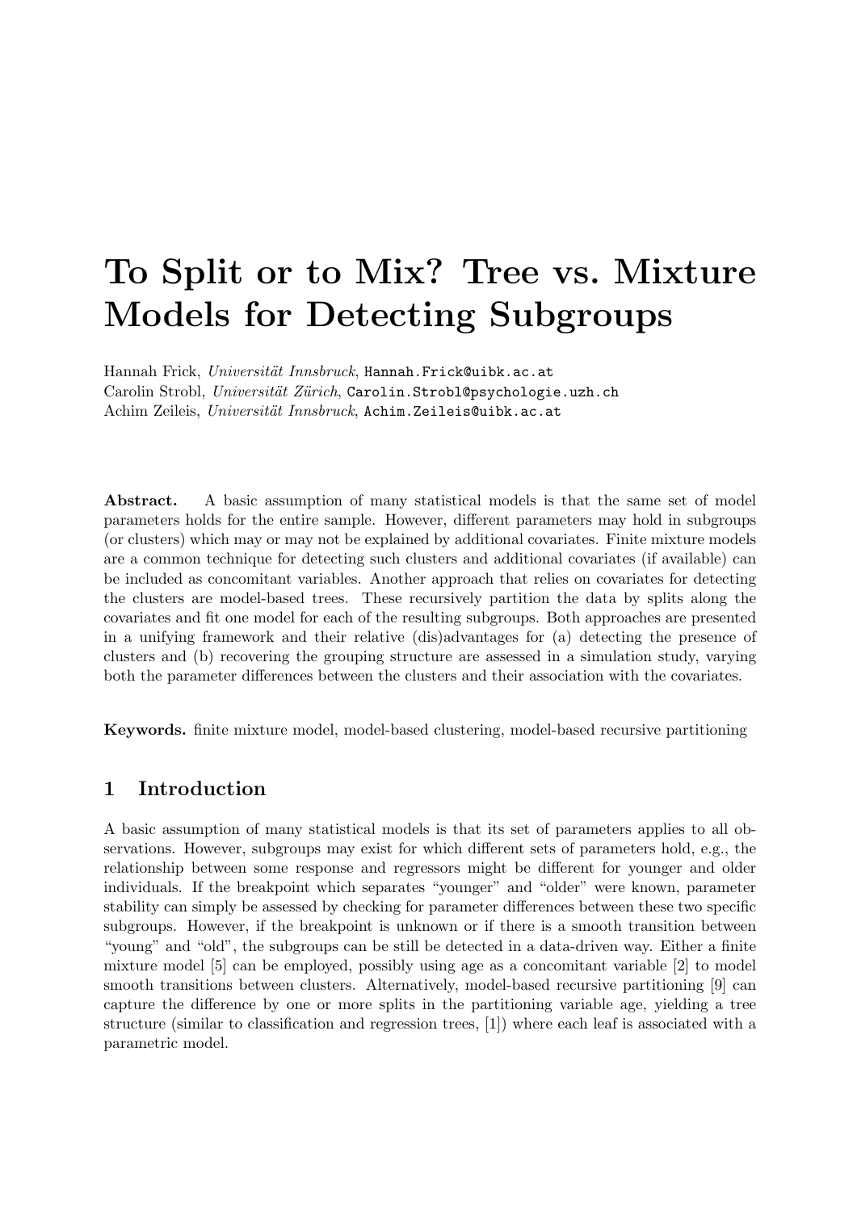# To Split or to Mix? Tree vs. Mixture Models for Detecting Subgroups

Hannah Frick, *Universität Innsbruck*, Hannah.Frick@uibk.ac.at
Carolin Strobl, *Universität Zürich*, Carolin.Strobl@psychologie.uzh.ch
Achim Zeileis, *Universität Innsbruck*, Achim.Zeileis@uibk.ac.at

**Abstract.** A basic assumption of many statistical models is that the same set of model parameters holds for the entire sample. However, different parameters may hold in subgroups (or clusters) which may or may not be explained by additional covariates. Finite mixture models are a common technique for detecting such clusters and additional covariates (if available) can be included as concomitant variables. Another approach that relies on covariates for detecting the clusters are model-based trees. These recursively partition the data by splits along the covariates and fit one model for each of the resulting subgroups. Both approaches are presented in a unifying framework and their relative (dis)advantages for (a) detecting the presence of clusters and (b) recovering the grouping structure are assessed in a simulation study, varying both the parameter differences between the clusters and their association with the covariates.

**Keywords.** finite mixture model, model-based clustering, model-based recursive partitioning

## 1 Introduction

A basic assumption of many statistical models is that its set of parameters applies to all observations. However, subgroups may exist for which different sets of parameters hold, e.g., the relationship between some response and regressors might be different for younger and older individuals. If the breakpoint which separates "younger" and "older" were known, parameter stability can simply be assessed by checking for parameter differences between these two specific subgroups. However, if the breakpoint is unknown or if there is a smooth transition between "young" and "old", the subgroups can be still be detected in a data-driven way. Either a finite mixture model [5] can be employed, possibly using age as a concomitant variable [2] to model smooth transitions between clusters. Alternatively, model-based recursive partitioning [9] can capture the difference by one or more splits in the partitioning variable age, yielding a tree structure (similar to classification and regression trees, [1]) where each leaf is associated with a parametric model.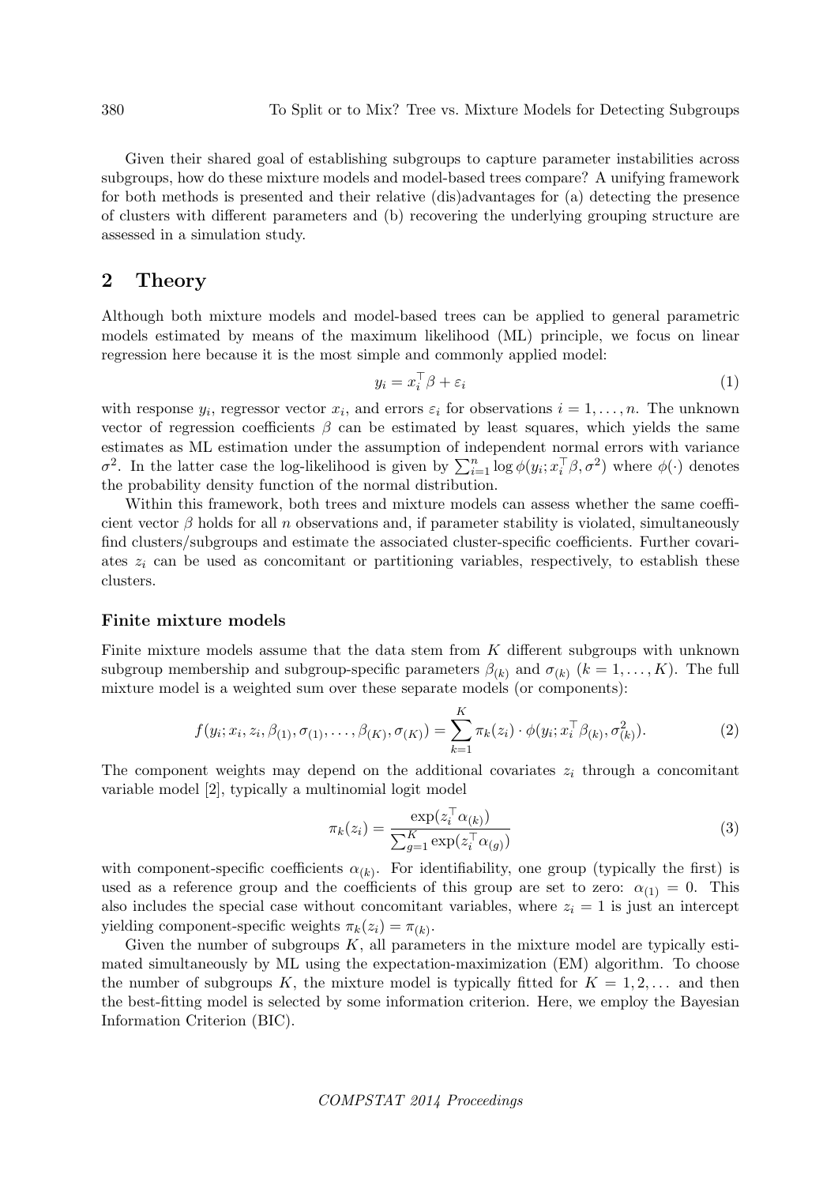Given their shared goal of establishing subgroups to capture parameter instabilities across subgroups, how do these mixture models and model-based trees compare? A unifying framework for both methods is presented and their relative (dis)advantages for (a) detecting the presence of clusters with different parameters and (b) recovering the underlying grouping structure are assessed in a simulation study.

## 2 Theory

Although both mixture models and model-based trees can be applied to general parametric models estimated by means of the maximum likelihood (ML) principle, we focus on linear regression here because it is the most simple and commonly applied model:

$$y_i = x_i^\top \beta + \varepsilon_i \tag{1}$$

with response $y_i$, regressor vector $x_i$, and errors $\varepsilon_i$ for observations $i = 1, \dots, n$. The unknown vector of regression coefficients $\beta$ can be estimated by least squares, which yields the same estimates as ML estimation under the assumption of independent normal errors with variance $\sigma^2$. In the latter case the log-likelihood is given by $\sum_{i=1}^{n} \log \phi(y_i; x_i^\top \beta, \sigma^2)$ where $\phi(\cdot)$ denotes the probability density function of the normal distribution.

Within this framework, both trees and mixture models can assess whether the same coefficient vector $\beta$ holds for all $n$ observations and, if parameter stability is violated, simultaneously find clusters/subgroups and estimate the associated cluster-specific coefficients. Further covariates $z_i$ can be used as concomitant or partitioning variables, respectively, to establish these clusters.

### Finite mixture models

Finite mixture models assume that the data stem from $K$ different subgroups with unknown subgroup membership and subgroup-specific parameters $\beta_{(k)}$ and $\sigma_{(k)}$ $(k = 1, \dots, K)$. The full mixture model is a weighted sum over these separate models (or components):

$$f(y_i; x_i, z_i, \beta_{(1)}, \sigma_{(1)}, \dots, \beta_{(K)}, \sigma_{(K)}) = \sum_{k=1}^{K} \pi_k(z_i) \cdot \phi(y_i; x_i^\top \beta_{(k)}, \sigma_{(k)}^2). \tag{2}$$

The component weights may depend on the additional covariates $z_i$ through a concomitant variable model [2], typically a multinomial logit model

$$\pi_k(z_i) = \frac{\exp(z_i^\top \alpha_{(k)})}{\sum_{g=1}^{K} \exp(z_i^\top \alpha_{(g)})} \tag{3}$$

with component-specific coefficients $\alpha_{(k)}$. For identifiability, one group (typically the first) is used as a reference group and the coefficients of this group are set to zero: $\alpha_{(1)} = 0$. This also includes the special case without concomitant variables, where $z_i = 1$ is just an intercept yielding component-specific weights $\pi_k(z_i) = \pi_{(k)}$.

Given the number of subgroups $K$, all parameters in the mixture model are typically estimated simultaneously by ML using the expectation-maximization (EM) algorithm. To choose the number of subgroups $K$, the mixture model is typically fitted for $K = 1, 2, \dots$ and then the best-fitting model is selected by some information criterion. Here, we employ the Bayesian Information Criterion (BIC).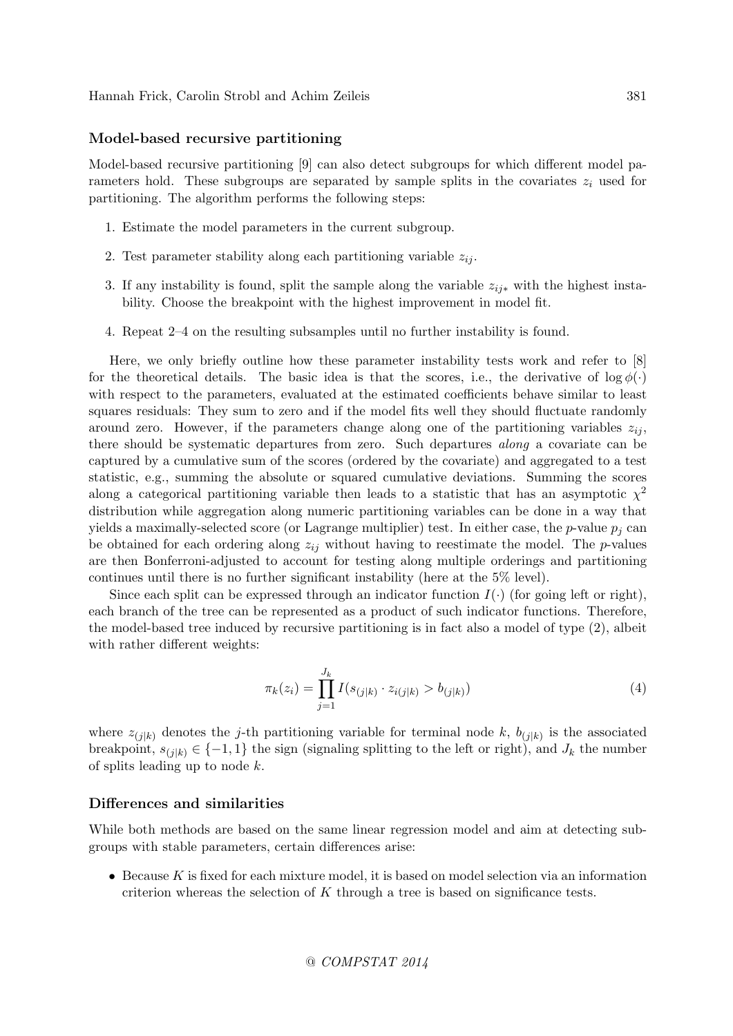### Model-based recursive partitioning

Model-based recursive partitioning [9] can also detect subgroups for which different model parameters hold. These subgroups are separated by sample splits in the covariates $z_i$ used for partitioning. The algorithm performs the following steps:

1. Estimate the model parameters in the current subgroup.
2. Test parameter stability along each partitioning variable $z_{ij}$.
3. If any instability is found, split the sample along the variable $z_{ij*}$ with the highest instability. Choose the breakpoint with the highest improvement in model fit.
4. Repeat 2–4 on the resulting subsamples until no further instability is found.

Here, we only briefly outline how these parameter instability tests work and refer to [8] for the theoretical details. The basic idea is that the scores, i.e., the derivative of $\log \phi(\cdot)$ with respect to the parameters, evaluated at the estimated coefficients behave similar to least squares residuals: They sum to zero and if the model fits well they should fluctuate randomly around zero. However, if the parameters change along one of the partitioning variables $z_{ij}$, there should be systematic departures from zero. Such departures *along* a covariate can be captured by a cumulative sum of the scores (ordered by the covariate) and aggregated to a test statistic, e.g., summing the absolute or squared cumulative deviations. Summing the scores along a categorical partitioning variable then leads to a statistic that has an asymptotic $\chi^2$ distribution while aggregation along numeric partitioning variables can be done in a way that yields a maximally-selected score (or Lagrange multiplier) test. In either case, the $p$-value $p_j$ can be obtained for each ordering along $z_{ij}$ without having to reestimate the model. The $p$-values are then Bonferroni-adjusted to account for testing along multiple orderings and partitioning continues until there is no further significant instability (here at the 5% level).

Since each split can be expressed through an indicator function $I(\cdot)$ (for going left or right), each branch of the tree can be represented as a product of such indicator functions. Therefore, the model-based tree induced by recursive partitioning is in fact also a model of type (2), albeit with rather different weights:

$$\pi_k(z_i) = \prod_{j=1}^{J_k} I(s_{(j|k)} \cdot z_{i(j|k)} > b_{(j|k)}) \tag{4}$$

where $z_{(j|k)}$ denotes the $j$-th partitioning variable for terminal node $k$, $b_{(j|k)}$ is the associated breakpoint, $s_{(j|k)} \in \{-1, 1\}$ the sign (signaling splitting to the left or right), and $J_k$ the number of splits leading up to node $k$.

### Differences and similarities

While both methods are based on the same linear regression model and aim at detecting subgroups with stable parameters, certain differences arise:

- Because $K$ is fixed for each mixture model, it is based on model selection via an information criterion whereas the selection of $K$ through a tree is based on significance tests.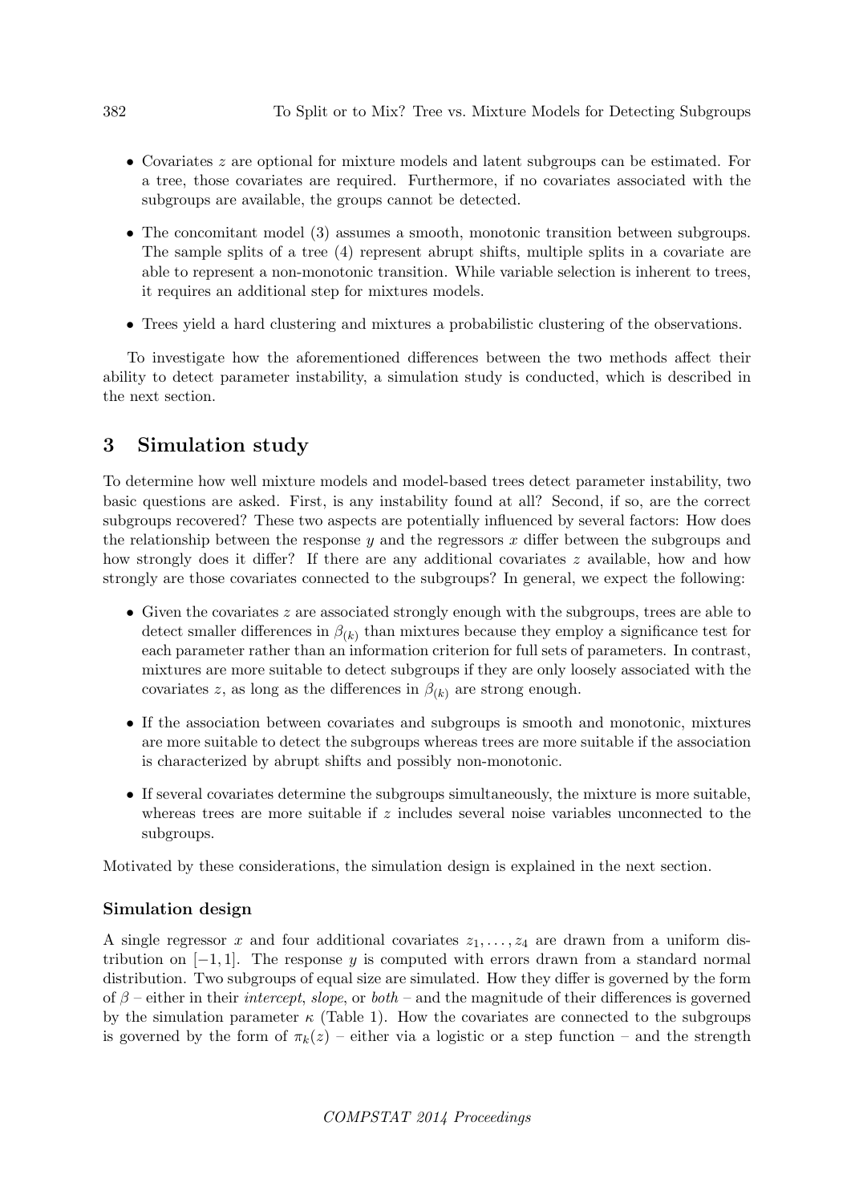- Covariates $z$ are optional for mixture models and latent subgroups can be estimated. For a tree, those covariates are required. Furthermore, if no covariates associated with the subgroups are available, the groups cannot be detected.
- The concomitant model (3) assumes a smooth, monotonic transition between subgroups. The sample splits of a tree (4) represent abrupt shifts, multiple splits in a covariate are able to represent a non-monotonic transition. While variable selection is inherent to trees, it requires an additional step for mixtures models.
- Trees yield a hard clustering and mixtures a probabilistic clustering of the observations.

To investigate how the aforementioned differences between the two methods affect their ability to detect parameter instability, a simulation study is conducted, which is described in the next section.

## 3 Simulation study

To determine how well mixture models and model-based trees detect parameter instability, two basic questions are asked. First, is any instability found at all? Second, if so, are the correct subgroups recovered? These two aspects are potentially influenced by several factors: How does the relationship between the response $y$ and the regressors $x$ differ between the subgroups and how strongly does it differ? If there are any additional covariates $z$ available, how and how strongly are those covariates connected to the subgroups? In general, we expect the following:

- Given the covariates $z$ are associated strongly enough with the subgroups, trees are able to detect smaller differences in $\beta_{(k)}$ than mixtures because they employ a significance test for each parameter rather than an information criterion for full sets of parameters. In contrast, mixtures are more suitable to detect subgroups if they are only loosely associated with the covariates $z$, as long as the differences in $\beta_{(k)}$ are strong enough.
- If the association between covariates and subgroups is smooth and monotonic, mixtures are more suitable to detect the subgroups whereas trees are more suitable if the association is characterized by abrupt shifts and possibly non-monotonic.
- If several covariates determine the subgroups simultaneously, the mixture is more suitable, whereas trees are more suitable if $z$ includes several noise variables unconnected to the subgroups.

Motivated by these considerations, the simulation design is explained in the next section.

### Simulation design

A single regressor $x$ and four additional covariates $z_1, \dots, z_4$ are drawn from a uniform distribution on $[-1, 1]$. The response $y$ is computed with errors drawn from a standard normal distribution. Two subgroups of equal size are simulated. How they differ is governed by the form of $\beta$ – either in their *intercept*, *slope*, or *both* – and the magnitude of their differences is governed by the simulation parameter $\kappa$ (Table 1). How the covariates are connected to the subgroups is governed by the form of $\pi_k(z)$ – either via a logistic or a step function – and the strength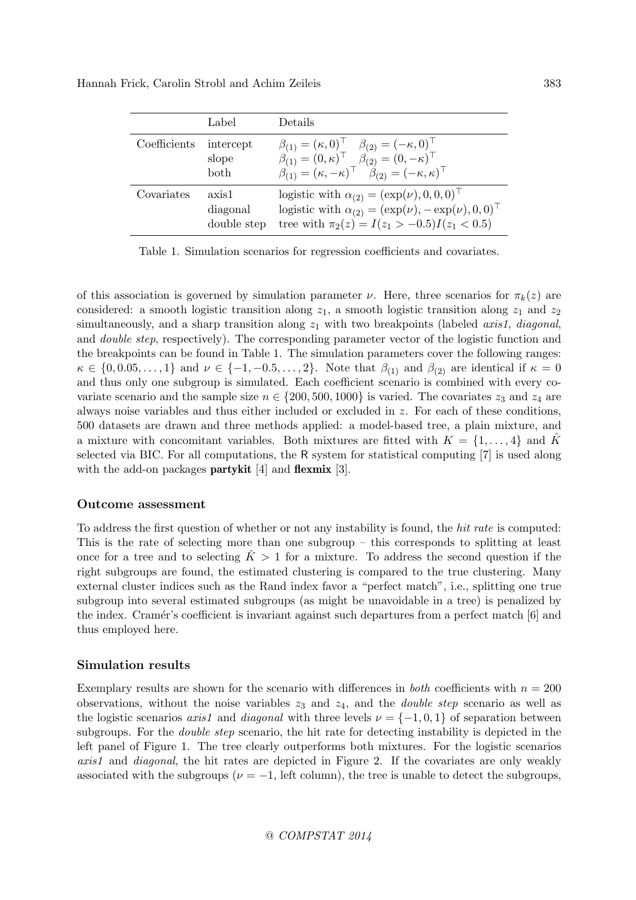|  | Label | Details |
|---|---|---|
| Coefficients | intercept | $\beta_{(1)} = (\kappa, 0)^\top \quad \beta_{(2)} = (-\kappa, 0)^\top$ |
|  | slope | $\beta_{(1)} = (0, \kappa)^\top \quad \beta_{(2)} = (0, -\kappa)^\top$ |
|  | both | $\beta_{(1)} = (\kappa, -\kappa)^\top \quad \beta_{(2)} = (-\kappa, \kappa)^\top$ |
| Covariates | axis1 | logistic with $\alpha_{(2)} = (\exp(\nu), 0, 0, 0)^\top$ |
|  | diagonal | logistic with $\alpha_{(2)} = (\exp(\nu), -\exp(\nu), 0, 0)^\top$ |
|  | double step | tree with $\pi_2(z) = I(z_1 > -0.5)I(z_1 < 0.5)$ |

Table 1. Simulation scenarios for regression coefficients and covariates.

of this association is governed by simulation parameter $\nu$. Here, three scenarios for $\pi_k(z)$ are considered: a smooth logistic transition along $z_1$, a smooth logistic transition along $z_1$ and $z_2$ simultaneously, and a sharp transition along $z_1$ with two breakpoints (labeled *axis1*, *diagonal*, and *double step*, respectively). The corresponding parameter vector of the logistic function and the breakpoints can be found in Table 1. The simulation parameters cover the following ranges: $\kappa \in \{0, 0.05, \dots, 1\}$ and $\nu \in \{-1, -0.5, \dots, 2\}$. Note that $\beta_{(1)}$ and $\beta_{(2)}$ are identical if $\kappa = 0$ and thus only one subgroup is simulated. Each coefficient scenario is combined with every covariate scenario and the sample size $n \in \{200, 500, 1000\}$ is varied. The covariates $z_3$ and $z_4$ are always noise variables and thus either included or excluded in $z$. For each of these conditions, 500 datasets are drawn and three methods applied: a model-based tree, a plain mixture, and a mixture with concomitant variables. Both mixtures are fitted with $K = \{1, \dots, 4\}$ and $\hat{K}$ selected via BIC. For all computations, the R system for statistical computing [7] is used along with the add-on packages **partykit** [4] and **flexmix** [3].

### Outcome assessment

To address the first question of whether or not any instability is found, the *hit rate* is computed: This is the rate of selecting more than one subgroup – this corresponds to splitting at least once for a tree and to selecting $\hat{K} > 1$ for a mixture. To address the second question if the right subgroups are found, the estimated clustering is compared to the true clustering. Many external cluster indices such as the Rand index favor a "perfect match", i.e., splitting one true subgroup into several estimated subgroups (as might be unavoidable in a tree) is penalized by the index. Cramér's coefficient is invariant against such departures from a perfect match [6] and thus employed here.

### Simulation results

Exemplary results are shown for the scenario with differences in *both* coefficients with $n = 200$ observations, without the noise variables $z_3$ and $z_4$, and the *double step* scenario as well as the logistic scenarios *axis1* and *diagonal* with three levels $\nu = \{-1, 0, 1\}$ of separation between subgroups. For the *double step* scenario, the hit rate for detecting instability is depicted in the left panel of Figure 1. The tree clearly outperforms both mixtures. For the logistic scenarios *axis1* and *diagonal*, the hit rates are depicted in Figure 2. If the covariates are only weakly associated with the subgroups ($\nu = -1$, left column), the tree is unable to detect the subgroups,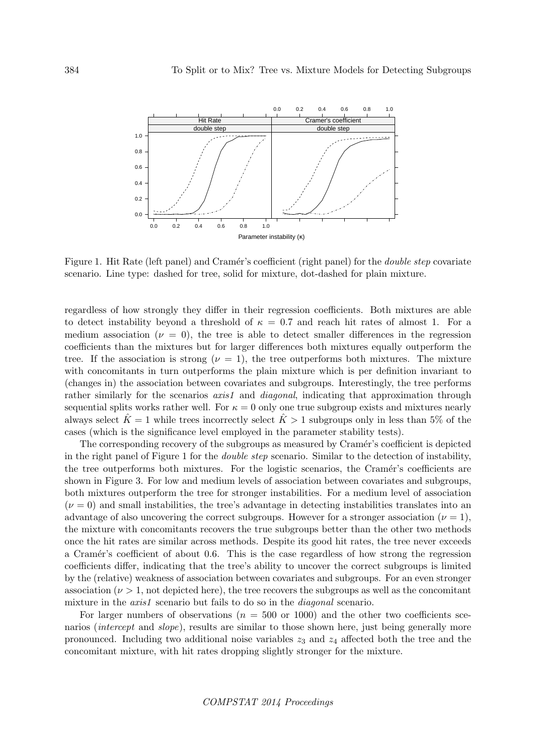Figure 1. Hit Rate (left panel) and Cramér's coefficient (right panel) for the *double step* covariate scenario. Line type: dashed for tree, solid for mixture, dot-dashed for plain mixture.

regardless of how strongly they differ in their regression coefficients. Both mixtures are able to detect instability beyond a threshold of $\kappa = 0.7$ and reach hit rates of almost 1. For a medium association ($\nu = 0$), the tree is able to detect smaller differences in the regression coefficients than the mixtures but for larger differences both mixtures equally outperform the tree. If the association is strong ($\nu = 1$), the tree outperforms both mixtures. The mixture with concomitants in turn outperforms the plain mixture which is per definition invariant to (changes in) the association between covariates and subgroups. Interestingly, the tree performs rather similarly for the scenarios *axis1* and *diagonal*, indicating that approximation through sequential splits works rather well. For $\kappa = 0$ only one true subgroup exists and mixtures nearly always select $\hat{K} = 1$ while trees incorrectly select $\hat{K} > 1$ subgroups only in less than 5% of the cases (which is the significance level employed in the parameter stability tests).

The corresponding recovery of the subgroups as measured by Cramér's coefficient is depicted in the right panel of Figure 1 for the *double step* scenario. Similar to the detection of instability, the tree outperforms both mixtures. For the logistic scenarios, the Cramér's coefficients are shown in Figure 3. For low and medium levels of association between covariates and subgroups, both mixtures outperform the tree for stronger instabilities. For a medium level of association ($\nu = 0$) and small instabilities, the tree's advantage in detecting instabilities translates into an advantage of also uncovering the correct subgroups. However for a stronger association ($\nu = 1$), the mixture with concomitants recovers the true subgroups better than the other two methods once the hit rates are similar across methods. Despite its good hit rates, the tree never exceeds a Cramér's coefficient of about 0.6. This is the case regardless of how strong the regression coefficients differ, indicating that the tree's ability to uncover the correct subgroups is limited by the (relative) weakness of association between covariates and subgroups. For an even stronger association ($\nu > 1$, not depicted here), the tree recovers the subgroups as well as the concomitant mixture in the *axis1* scenario but fails to do so in the *diagonal* scenario.

For larger numbers of observations ($n = 500$ or $1000$) and the other two coefficients scenarios (*intercept* and *slope*), results are similar to those shown here, just being generally more pronounced. Including two additional noise variables $z_3$ and $z_4$ affected both the tree and the concomitant mixture, with hit rates dropping slightly stronger for the mixture.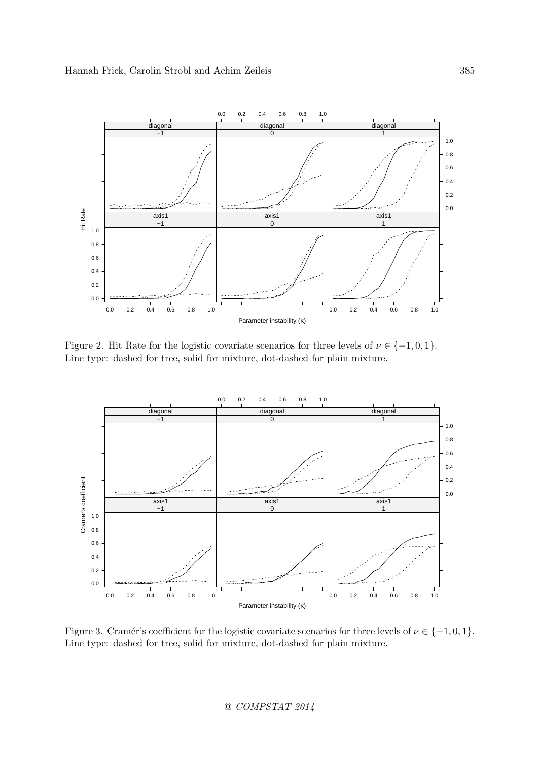Figure 2. Hit Rate for the logistic covariate scenarios for three levels of $\nu \in \{-1, 0, 1\}$. Line type: dashed for tree, solid for mixture, dot-dashed for plain mixture.

Figure 3. Cramér's coefficient for the logistic covariate scenarios for three levels of $\nu \in \{-1, 0, 1\}$. Line type: dashed for tree, solid for mixture, dot-dashed for plain mixture.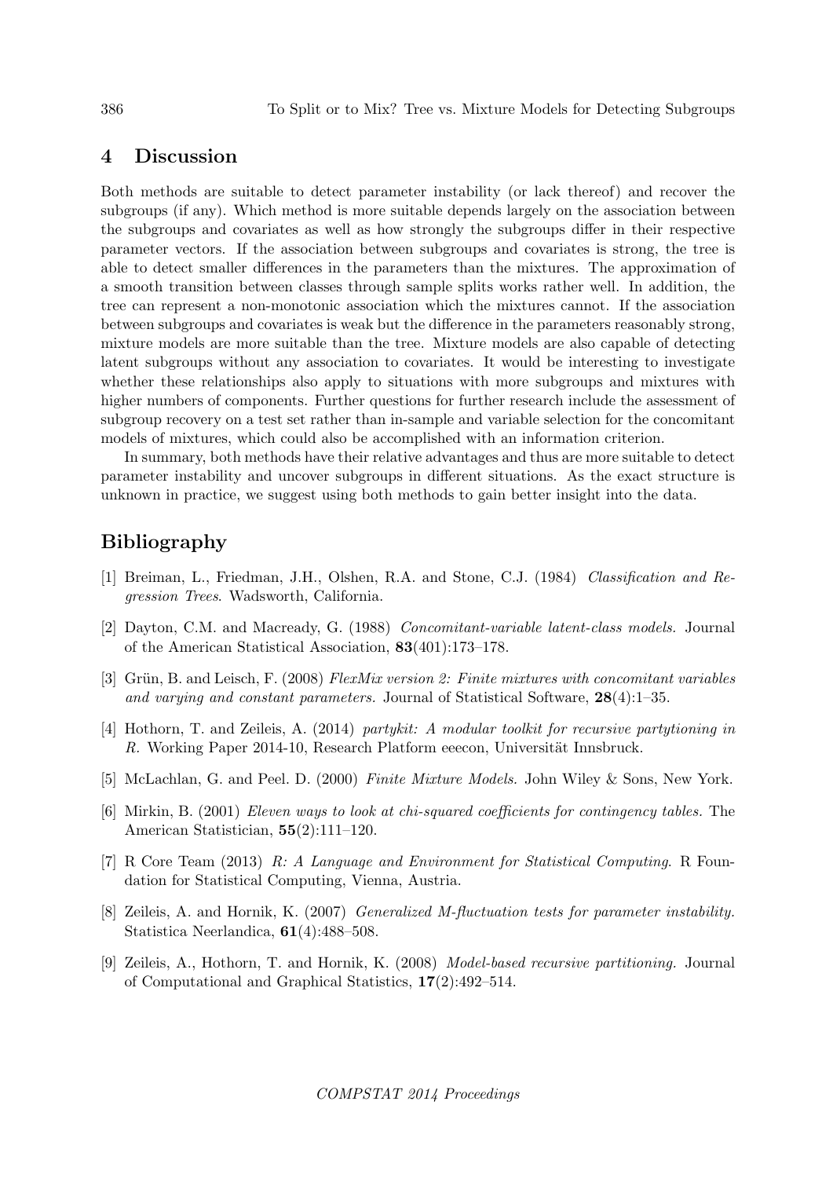## 4 Discussion

Both methods are suitable to detect parameter instability (or lack thereof) and recover the subgroups (if any). Which method is more suitable depends largely on the association between the subgroups and covariates as well as how strongly the subgroups differ in their respective parameter vectors. If the association between subgroups and covariates is strong, the tree is able to detect smaller differences in the parameters than the mixtures. The approximation of a smooth transition between classes through sample splits works rather well. In addition, the tree can represent a non-monotonic association which the mixtures cannot. If the association between subgroups and covariates is weak but the difference in the parameters reasonably strong, mixture models are more suitable than the tree. Mixture models are also capable of detecting latent subgroups without any association to covariates. It would be interesting to investigate whether these relationships also apply to situations with more subgroups and mixtures with higher numbers of components. Further questions for further research include the assessment of subgroup recovery on a test set rather than in-sample and variable selection for the concomitant models of mixtures, which could also be accomplished with an information criterion.

In summary, both methods have their relative advantages and thus are more suitable to detect parameter instability and uncover subgroups in different situations. As the exact structure is unknown in practice, we suggest using both methods to gain better insight into the data.

## Bibliography

[1] Breiman, L., Friedman, J.H., Olshen, R.A. and Stone, C.J. (1984) *Classification and Regression Trees*. Wadsworth, California.

[2] Dayton, C.M. and Macready, G. (1988) *Concomitant-variable latent-class models*. Journal of the American Statistical Association, **83**(401):173–178.

[3] Grün, B. and Leisch, F. (2008) *FlexMix version 2: Finite mixtures with concomitant variables and varying and constant parameters.* Journal of Statistical Software, **28**(4):1–35.

[4] Hothorn, T. and Zeileis, A. (2014) *partykit: A modular toolkit for recursive partytioning in R.* Working Paper 2014-10, Research Platform eeecon, Universität Innsbruck.

[5] McLachlan, G. and Peel. D. (2000) *Finite Mixture Models.* John Wiley & Sons, New York.

[6] Mirkin, B. (2001) *Eleven ways to look at chi-squared coefficients for contingency tables.* The American Statistician, **55**(2):111–120.

[7] R Core Team (2013) *R: A Language and Environment for Statistical Computing*. R Foundation for Statistical Computing, Vienna, Austria.

[8] Zeileis, A. and Hornik, K. (2007) *Generalized M-fluctuation tests for parameter instability.* Statistica Neerlandica, **61**(4):488–508.

[9] Zeileis, A., Hothorn, T. and Hornik, K. (2008) *Model-based recursive partitioning.* Journal of Computational and Graphical Statistics, **17**(2):492–514.